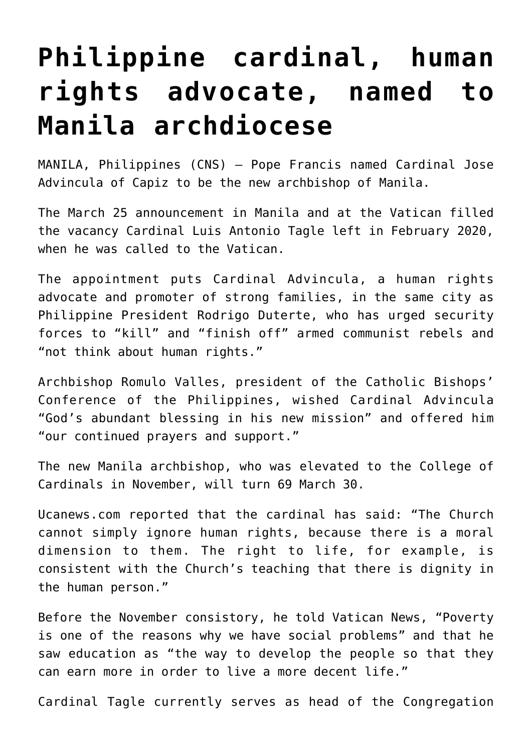# Philippine cardinal, human rights advocate, named to Manila archdiocese

MANILA, Philippines (CNS) — Pope Francis named Cardinal Jose Advincula of Capiz to be the new archbishop of Manila.

The March 25 announcement in Manila and at the Vatican filled the vacancy Cardinal Luis Antonio Tagle left in February 2020, when he was called to the Vatican.

The appointment puts Cardinal Advincula, a human rights advocate and promoter of strong families, in the same city as Philippine President Rodrigo Duterte, who has urged security forces to "kill" and "finish off" armed communist rebels and "not think about human rights."

Archbishop Romulo Valles, president of the Catholic Bishops' Conference of the Philippines, wished Cardinal Advincula "God's abundant blessing in his new mission" and offered him "our continued prayers and support."

The new Manila archbishop, who was elevated to the College of Cardinals in November, will turn 69 March 30.

Ucanews.com reported that the cardinal has said: "The Church cannot simply ignore human rights, because there is a moral dimension to them. The right to life, for example, is consistent with the Church's teaching that there is dignity in the human person."

Before the November consistory, he told Vatican News, "Poverty is one of the reasons why we have social problems" and that he saw education as "the way to develop the people so that they can earn more in order to live a more decent life."

Cardinal Tagle currently serves as head of the Congregation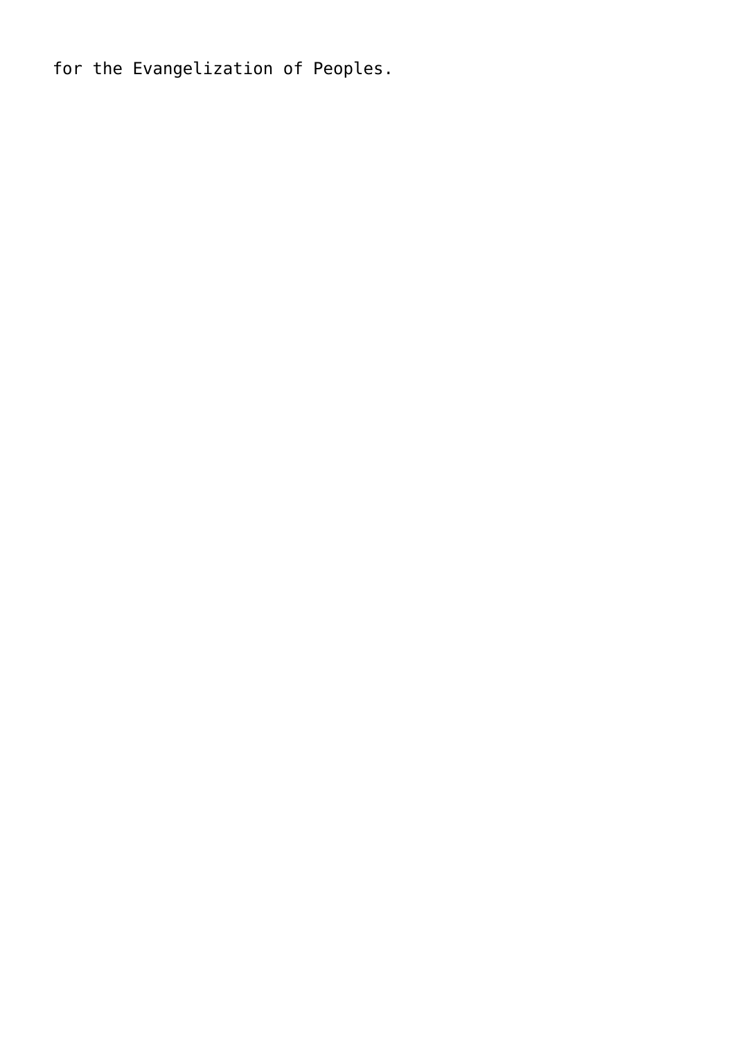for the Evangelization of Peoples.